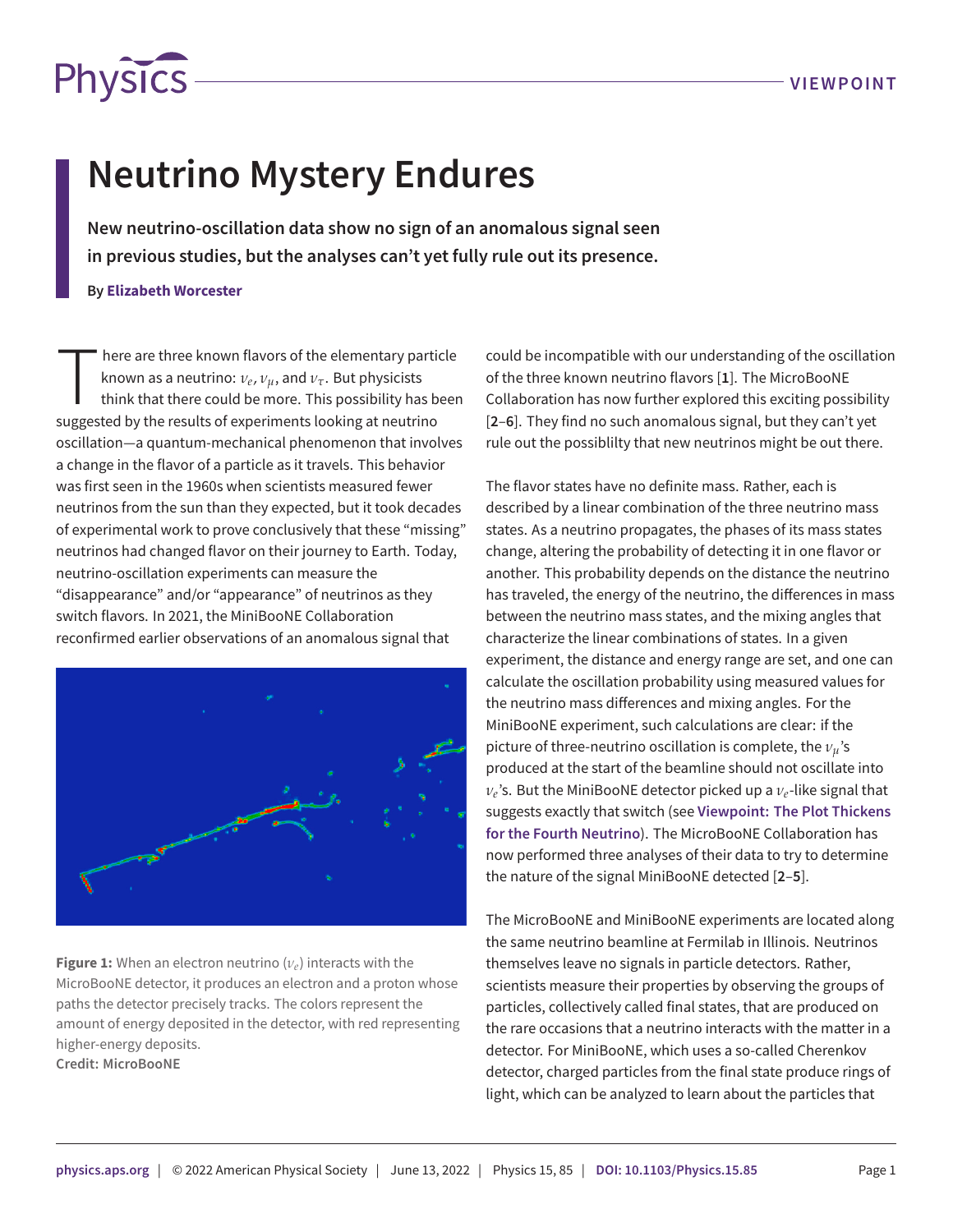# Neutrino Mystery Endures

**New neutrino-oscillation data show no sign of an anomalous signal seen in previous studies, but the analyses can't yet fully rule out its presence.**

**By Elizabeth Worcester**

There are three known flavors of the elementary particle known as a neutrino: $\nu_e$, $\nu_\mu$, and $\nu_\tau$. But physicists think that there could be more. This possibility has been suggested by the results of experiments looking at neutrino oscillation—a quantum-mechanical phenomenon that involves a change in the flavor of a particle as it travels. This behavior was first seen in the 1960s when scientists measured fewer neutrinos from the sun than they expected, but it took decades of experimental work to prove conclusively that these "missing" neutrinos had changed flavor on their journey to Earth. Today, neutrino-oscillation experiments can measure the "disappearance" and/or "appearance" of neutrinos as they switch flavors. In 2021, the MiniBooNE Collaboration reconfirmed earlier observations of an anomalous signal that could be incompatible with our understanding of the oscillation of the three known neutrino flavors [**1**]. The MicroBooNE Collaboration has now further explored this exciting possibility [**2**–**6**]. They find no such anomalous signal, but they can't yet rule out the possiblilty that new neutrinos might be out there.

**Figure 1:** When an electron neutrino ($\nu_e$) interacts with the MicroBooNE detector, it produces an electron and a proton whose paths the detector precisely tracks. The colors represent the amount of energy deposited in the detector, with red representing higher-energy deposits.
**Credit: MicroBooNE**

The flavor states have no definite mass. Rather, each is described by a linear combination of the three neutrino mass states. As a neutrino propagates, the phases of its mass states change, altering the probability of detecting it in one flavor or another. This probability depends on the distance the neutrino has traveled, the energy of the neutrino, the differences in mass between the neutrino mass states, and the mixing angles that characterize the linear combinations of states. In a given experiment, the distance and energy range are set, and one can calculate the oscillation probability using measured values for the neutrino mass differences and mixing angles. For the MiniBooNE experiment, such calculations are clear: if the picture of three-neutrino oscillation is complete, the $\nu_\mu$'s produced at the start of the beamline should not oscillate into $\nu_e$'s. But the MiniBooNE detector picked up a $\nu_e$-like signal that suggests exactly that switch (see **Viewpoint: The Plot Thickens for the Fourth Neutrino**). The MicroBooNE Collaboration has now performed three analyses of their data to try to determine the nature of the signal MiniBooNE detected [**2**–**5**].

The MicroBooNE and MiniBooNE experiments are located along the same neutrino beamline at Fermilab in Illinois. Neutrinos themselves leave no signals in particle detectors. Rather, scientists measure their properties by observing the groups of particles, collectively called final states, that are produced on the rare occasions that a neutrino interacts with the matter in a detector. For MiniBooNE, which uses a so-called Cherenkov detector, charged particles from the final state produce rings of light, which can be analyzed to learn about the particles that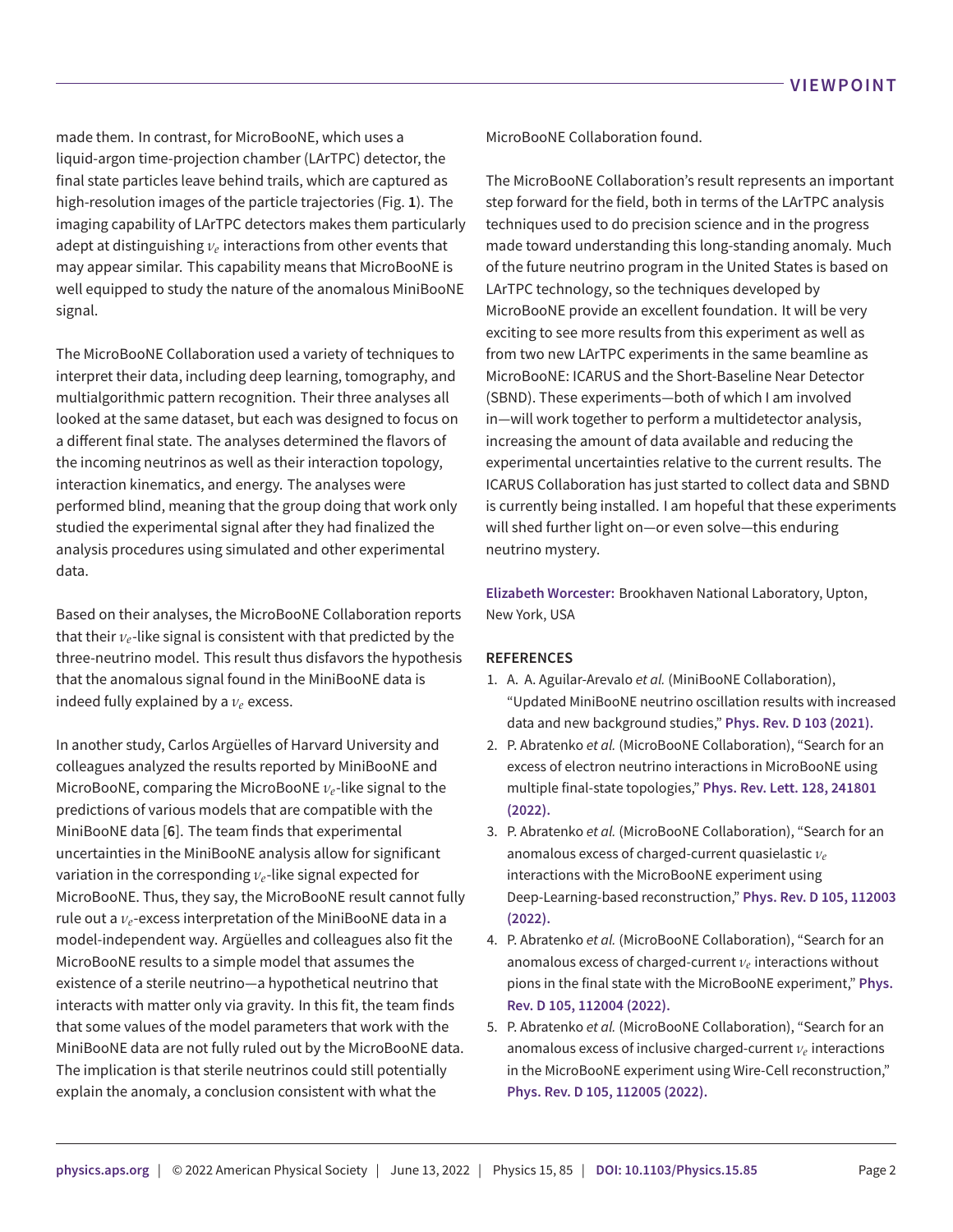made them. In contrast, for MicroBooNE, which uses a liquid-argon time-projection chamber (LArTPC) detector, the final state particles leave behind trails, which are captured as high-resolution images of the particle trajectories (Fig. **1**). The imaging capability of LArTPC detectors makes them particularly adept at distinguishing $\nu_e$ interactions from other events that may appear similar. This capability means that MicroBooNE is well equipped to study the nature of the anomalous MiniBooNE signal.

The MicroBooNE Collaboration used a variety of techniques to interpret their data, including deep learning, tomography, and multialgorithmic pattern recognition. Their three analyses all looked at the same dataset, but each was designed to focus on a different final state. The analyses determined the flavors of the incoming neutrinos as well as their interaction topology, interaction kinematics, and energy. The analyses were performed blind, meaning that the group doing that work only studied the experimental signal after they had finalized the analysis procedures using simulated and other experimental data.

Based on their analyses, the MicroBooNE Collaboration reports that their $\nu_e$-like signal is consistent with that predicted by the three-neutrino model. This result thus disfavors the hypothesis that the anomalous signal found in the MiniBooNE data is indeed fully explained by a $\nu_e$ excess.

In another study, Carlos Argüelles of Harvard University and colleagues analyzed the results reported by MiniBooNE and MicroBooNE, comparing the MicroBooNE $\nu_e$-like signal to the predictions of various models that are compatible with the MiniBooNE data [**6**]. The team finds that experimental uncertainties in the MiniBooNE analysis allow for significant variation in the corresponding $\nu_e$-like signal expected for MicroBooNE. Thus, they say, the MicroBooNE result cannot fully rule out a $\nu_e$-excess interpretation of the MiniBooNE data in a model-independent way. Argüelles and colleagues also fit the MicroBooNE results to a simple model that assumes the existence of a sterile neutrino—a hypothetical neutrino that interacts with matter only via gravity. In this fit, the team finds that some values of the model parameters that work with the MiniBooNE data are not fully ruled out by the MicroBooNE data. The implication is that sterile neutrinos could still potentially explain the anomaly, a conclusion consistent with what the MicroBooNE Collaboration found.

The MicroBooNE Collaboration's result represents an important step forward for the field, both in terms of the LArTPC analysis techniques used to do precision science and in the progress made toward understanding this long-standing anomaly. Much of the future neutrino program in the United States is based on LArTPC technology, so the techniques developed by MicroBooNE provide an excellent foundation. It will be very exciting to see more results from this experiment as well as from two new LArTPC experiments in the same beamline as MicroBooNE: ICARUS and the Short-Baseline Near Detector (SBND). These experiments—both of which I am involved in—will work together to perform a multidetector analysis, increasing the amount of data available and reducing the experimental uncertainties relative to the current results. The ICARUS Collaboration has just started to collect data and SBND is currently being installed. I am hopeful that these experiments will shed further light on—or even solve—this enduring neutrino mystery.

**Elizabeth Worcester:** Brookhaven National Laboratory, Upton, New York, USA

## REFERENCES

1. A. A. Aguilar-Arevalo *et al.* (MiniBooNE Collaboration), "Updated MiniBooNE neutrino oscillation results with increased data and new background studies," **Phys. Rev. D 103 (2021).**
2. P. Abratenko *et al.* (MicroBooNE Collaboration), "Search for an excess of electron neutrino interactions in MicroBooNE using multiple final-state topologies," **Phys. Rev. Lett. 128, 241801 (2022).**
3. P. Abratenko *et al.* (MicroBooNE Collaboration), "Search for an anomalous excess of charged-current quasielastic $\nu_e$ interactions with the MicroBooNE experiment using Deep-Learning-based reconstruction," **Phys. Rev. D 105, 112003 (2022).**
4. P. Abratenko *et al.* (MicroBooNE Collaboration), "Search for an anomalous excess of charged-current $\nu_e$ interactions without pions in the final state with the MicroBooNE experiment," **Phys. Rev. D 105, 112004 (2022).**
5. P. Abratenko *et al.* (MicroBooNE Collaboration), "Search for an anomalous excess of inclusive charged-current $\nu_e$ interactions in the MicroBooNE experiment using Wire-Cell reconstruction," **Phys. Rev. D 105, 112005 (2022).**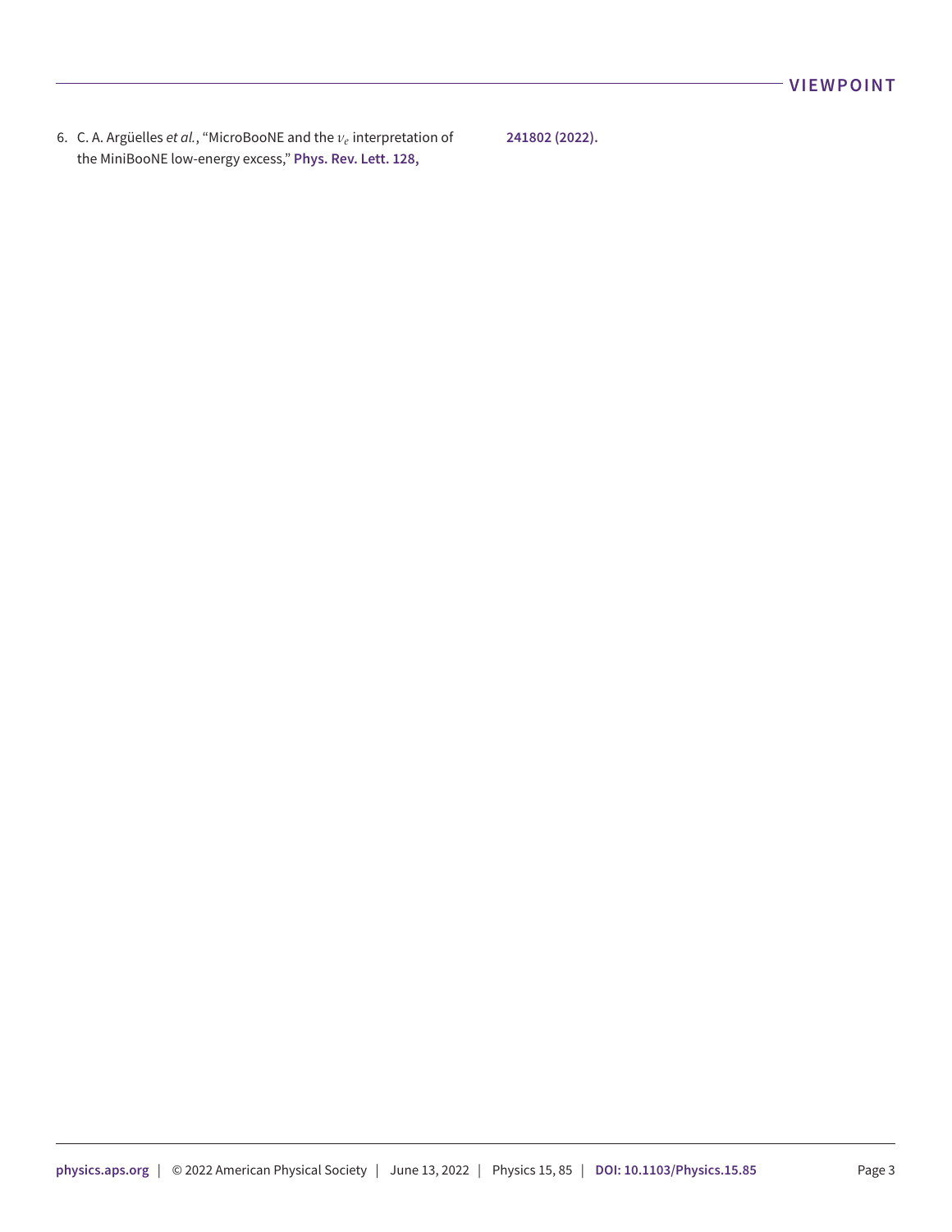6. C. A. Argüelles *et al.*, "MicroBooNE and the $\nu_e$ interpretation of the MiniBooNE low-energy excess," **Phys. Rev. Lett. 128, 241802 (2022).**